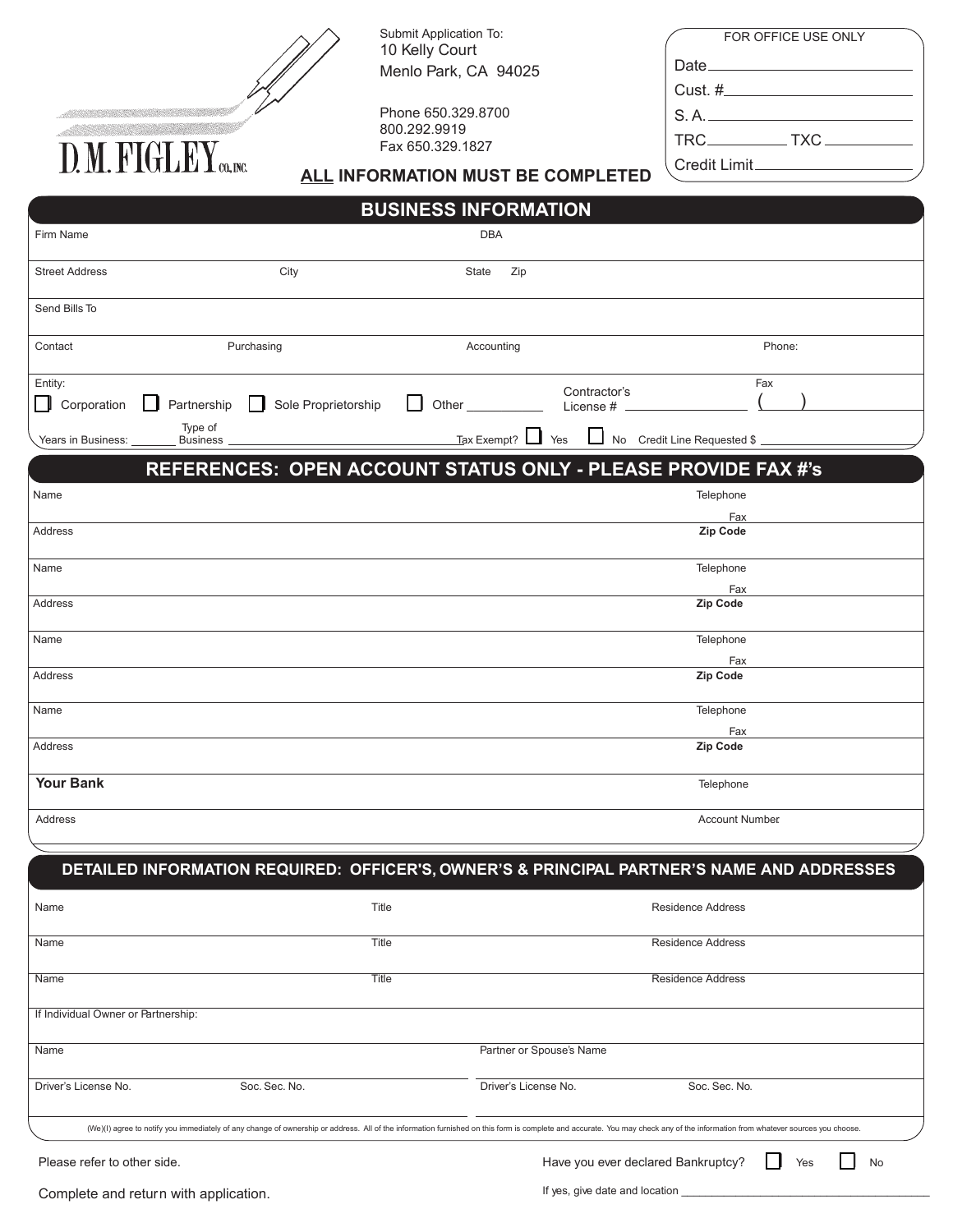D.M. FIGLEY CO., INC.

Submit Application To:
10 Kelly Court
Menlo Park, CA 94025

Phone 650.329.8700
800.292.9919
Fax 650.329.1827

**ALL INFORMATION MUST BE COMPLETED**

FOR OFFICE USE ONLY

Date ______________
Cust. # ______________
S. A. ______________
TRC ________ TXC ________
Credit Limit ______________

## BUSINESS INFORMATION

| | | | |
|---|---|---|---|
| Firm Name | | DBA | |
| Street Address | City | State Zip | |
| Send Bills To | | | |
| Contact | Purchasing | Accounting | Phone: |

Entity: ☐ Corporation ☐ Partnership ☐ Sole Proprietorship ☐ Other ________ Contractor's License # ________ Fax ( )

Years in Business: ______ Type of Business ______________ Tax Exempt? ☐ Yes ☐ No Credit Line Requested $ ______________

## REFERENCES: OPEN ACCOUNT STATUS ONLY - PLEASE PROVIDE FAX #'s

| | |
|---|---|
| Name | Telephone / Fax |
| Address | **Zip Code** |
| Name | Telephone / Fax |
| Address | **Zip Code** |
| Name | Telephone / Fax |
| Address | **Zip Code** |
| Name | Telephone / Fax |
| Address | **Zip Code** |
| **Your Bank** | Telephone |
| Address | Account Number |

## DETAILED INFORMATION REQUIRED: OFFICER'S, OWNER'S & PRINCIPAL PARTNER'S NAME AND ADDRESSES

| | | |
|---|---|---|
| Name | Title | Residence Address |
| Name | Title | Residence Address |
| Name | Title | Residence Address |

If Individual Owner or Partnership:

| | | | |
|---|---|---|---|
| Name | | Partner or Spouse's Name | |
| Driver's License No. | Soc. Sec. No. | Driver's License No. | Soc. Sec. No. |

(We)(I) agree to notify you immediately of any change of ownership or address. All of the information furnished on this form is complete and accurate. You may check any of the information from whatever sources you choose.

Please refer to other side.

Complete and return with application.

Have you ever declared Bankruptcy? ☐ Yes ☐ No

If yes, give date and location ______________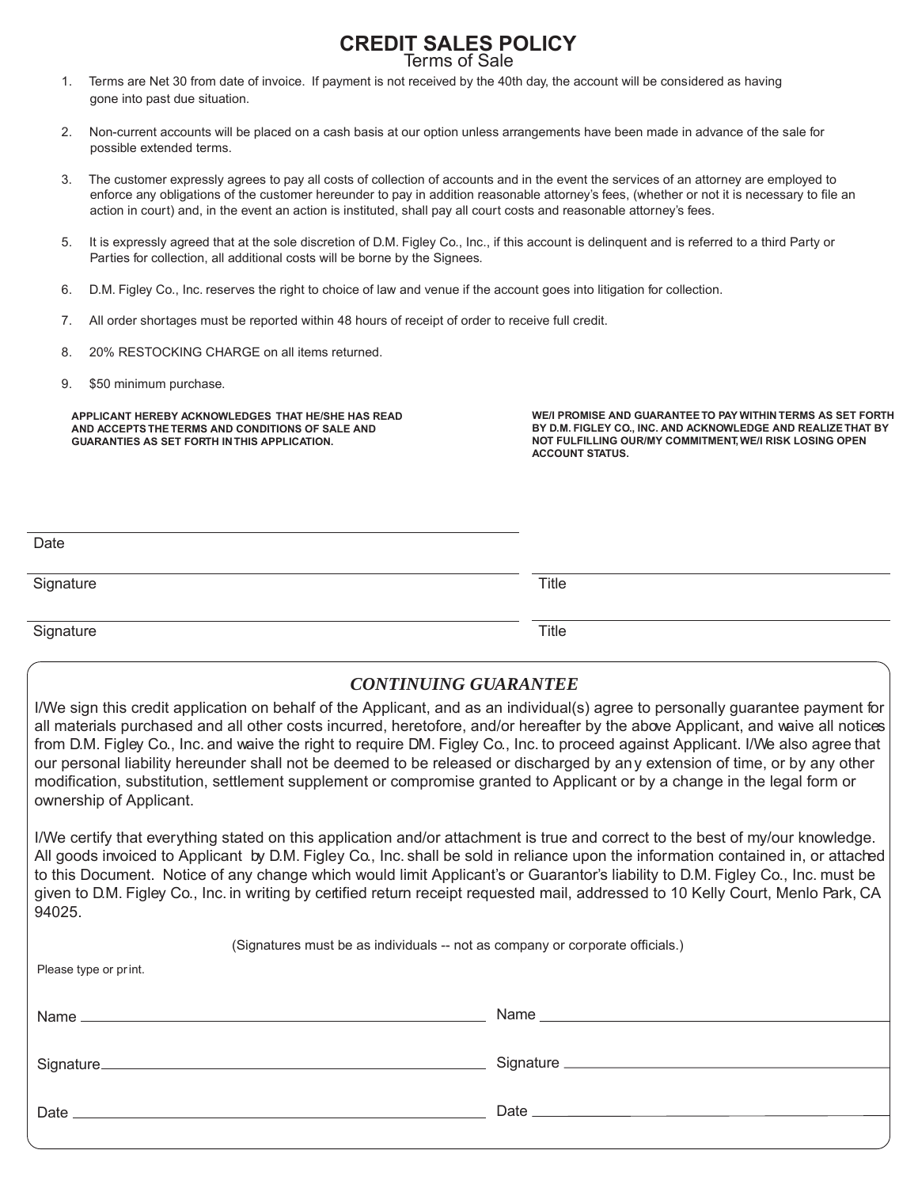# CREDIT SALES POLICY

## Terms of Sale

1. Terms are Net 30 from date of invoice. If payment is not received by the 40th day, the account will be considered as having gone into past due situation.

2. Non-current accounts will be placed on a cash basis at our option unless arrangements have been made in advance of the sale for possible extended terms.

3. The customer expressly agrees to pay all costs of collection of accounts and in the event the services of an attorney are employed to enforce any obligations of the customer hereunder to pay in addition reasonable attorney's fees, (whether or not it is necessary to file an action in court) and, in the event an action is instituted, shall pay all court costs and reasonable attorney's fees.

5. It is expressly agreed that at the sole discretion of D.M. Figley Co., Inc., if this account is delinquent and is referred to a third Party or Parties for collection, all additional costs will be borne by the Signees.

6. D.M. Figley Co., Inc. reserves the right to choice of law and venue if the account goes into litigation for collection.

7. All order shortages must be reported within 48 hours of receipt of order to receive full credit.

8. 20% RESTOCKING CHARGE on all items returned.

9. $50 minimum purchase.

**APPLICANT HEREBY ACKNOWLEDGES THAT HE/SHE HAS READ AND ACCEPTS THE TERMS AND CONDITIONS OF SALE AND GUARANTIES AS SET FORTH IN THIS APPLICATION.**

**WE/I PROMISE AND GUARANTEE TO PAY WITHIN TERMS AS SET FORTH BY D.M. FIGLEY CO., INC. AND ACKNOWLEDGE AND REALIZE THAT BY NOT FULFILLING OUR/MY COMMITMENT, WE/I RISK LOSING OPEN ACCOUNT STATUS.**

Date ______________________________

Signature ______________________________ Title ______________________________

Signature ______________________________ Title ______________________________

## *CONTINUING GUARANTEE*

I/We sign this credit application on behalf of the Applicant, and as an individual(s) agree to personally guarantee payment for all materials purchased and all other costs incurred, heretofore, and/or hereafter by the above Applicant, and waive all notices from D.M. Figley Co., Inc. and waive the right to require DM. Figley Co., Inc. to proceed against Applicant. I/We also agree that our personal liability hereunder shall not be deemed to be released or discharged by any extension of time, or by any other modification, substitution, settlement supplement or compromise granted to Applicant or by a change in the legal form or ownership of Applicant.

I/We certify that everything stated on this application and/or attachment is true and correct to the best of my/our knowledge. All goods invoiced to Applicant by D.M. Figley Co., Inc. shall be sold in reliance upon the information contained in, or attached to this Document. Notice of any change which would limit Applicant's or Guarantor's liability to D.M. Figley Co., Inc. must be given to D.M. Figley Co., Inc. in writing by certified return receipt requested mail, addressed to 10 Kelly Court, Menlo Park, CA 94025.

(Signatures must be as individuals -- not as company or corporate officials.)

Please type or print.

Name ______________________________ Name ______________________________

Signature ______________________________ Signature ______________________________

Date ______________________________ Date ______________________________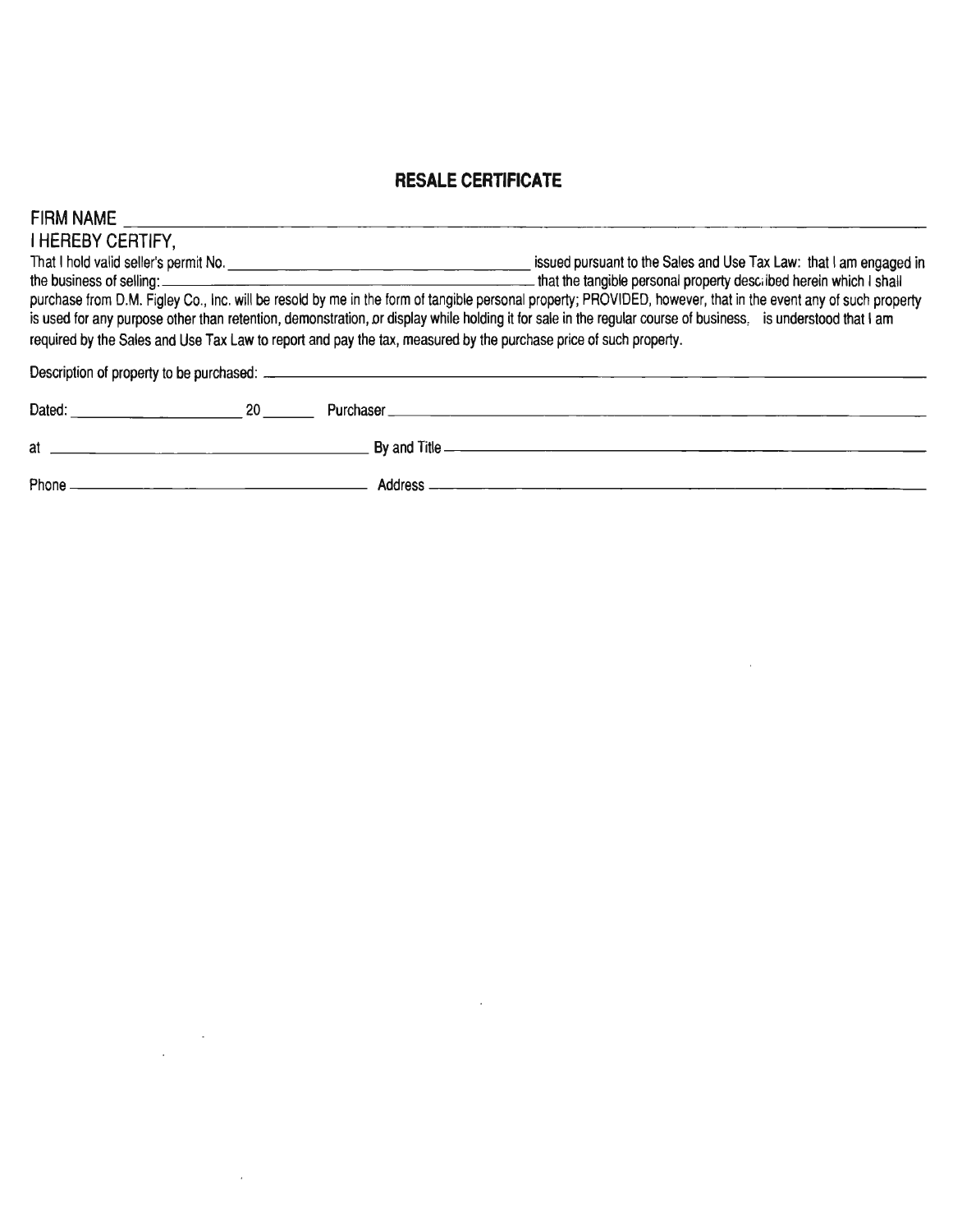## RESALE CERTIFICATE

FIRM NAME ______________________________________________

I HEREBY CERTIFY,

That I hold valid seller's permit No. ______________________________ issued pursuant to the Sales and Use Tax Law: that I am engaged in the business of selling: ______________________________ that the tangible personal property described herein which I shall purchase from D.M. Figley Co., Inc. will be resold by me in the form of tangible personal property; PROVIDED, however, that in the event any of such property is used for any purpose other than retention, demonstration, or display while holding it for sale in the regular course of business, is understood that I am required by the Sales and Use Tax Law to report and pay the tax, measured by the purchase price of such property.

Description of property to be purchased: ______________________________

Dated: ____________________ 20 ______ Purchaser ______________________________

at ______________________________ By and Title ______________________________

Phone ______________________________ Address ______________________________